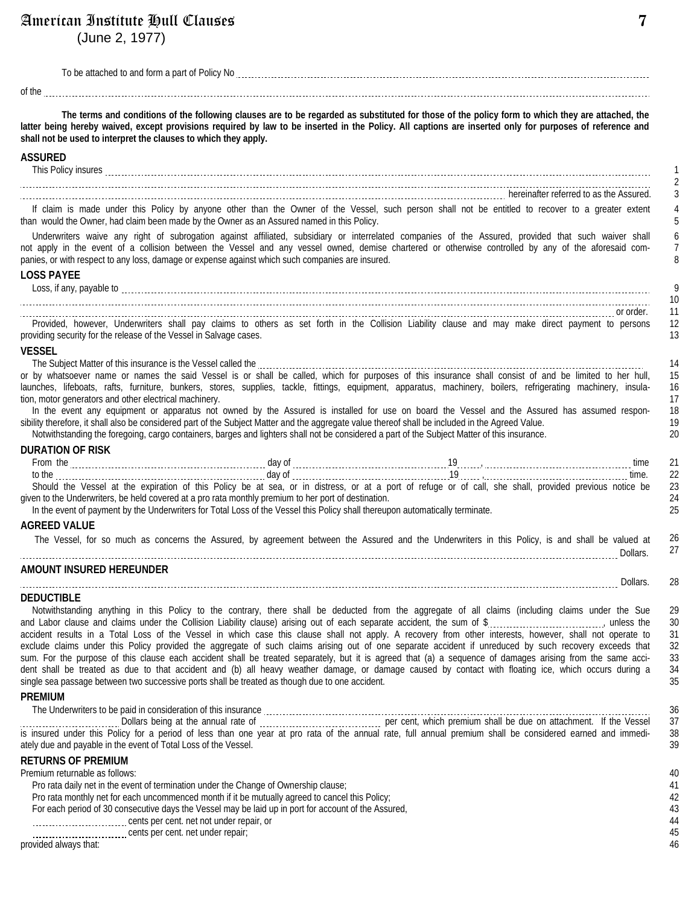# American Institute Hull Clauses

(June 2, 1977)

To be attached to and form a part of Policy No ..............................

of the ..............................

**The terms and conditions of the following clauses are to be regarded as substituted for those of the policy form to which they are attached, the latter being hereby waived, except provisions required by law to be inserted in the Policy. All captions are inserted only for purposes of reference and shall not be used to interpret the clauses to which they apply.**

## ASSURED

This Policy insures .............................. hereinafter referred to as the Assured.

If claim is made under this Policy by anyone other than the Owner of the Vessel, such person shall not be entitled to recover to a greater extent than would the Owner, had claim been made by the Owner as an Assured named in this Policy.

Underwriters waive any right of subrogation against affiliated, subsidiary or interrelated companies of the Assured, provided that such waiver shall not apply in the event of a collision between the Vessel and any vessel owned, demise chartered or otherwise controlled by any of the aforesaid companies, or with respect to any loss, damage or expense against which such companies are insured.

## LOSS PAYEE

Loss, if any, payable to .............................. or order.

Provided, however, Underwriters shall pay claims to others as set forth in the Collision Liability clause and may make direct payment to persons providing security for the release of the Vessel in Salvage cases.

## VESSEL

The Subject Matter of this insurance is the Vessel called the .............................. or by whatsoever name or names the said Vessel is or shall be called, which for purposes of this insurance shall consist of and be limited to her hull, launches, lifeboats, rafts, furniture, bunkers, stores, supplies, tackle, fittings, equipment, apparatus, machinery, boilers, refrigerating machinery, insulation, motor generators and other electrical machinery.

In the event any equipment or apparatus not owned by the Assured is installed for use on board the Vessel and the Assured has assumed responsibility therefore, it shall also be considered part of the Subject Matter and the aggregate value thereof shall be included in the Agreed Value.

Notwithstanding the foregoing, cargo containers, barges and lighters shall not be considered a part of the Subject Matter of this insurance.

## DURATION OF RISK

From the .............. day of .............. 19...., .............. time
to the .............. day of .............. 19...., .............. time.

Should the Vessel at the expiration of this Policy be at sea, or in distress, or at a port of refuge or of call, she shall, provided previous notice be given to the Underwriters, be held covered at a pro rata monthly premium to her port of destination.

In the event of payment by the Underwriters for Total Loss of the Vessel this Policy shall thereupon automatically terminate.

## AGREED VALUE

The Vessel, for so much as concerns the Assured, by agreement between the Assured and the Underwriters in this Policy, is and shall be valued at .............................. Dollars.

## AMOUNT INSURED HEREUNDER

.............................. Dollars.

## DEDUCTIBLE

Notwithstanding anything in this Policy to the contrary, there shall be deducted from the aggregate of all claims (including claims under the Sue and Labor clause and claims under the Collision Liability clause) arising out of each separate accident, the sum of $.............., unless the accident results in a Total Loss of the Vessel in which case this clause shall not apply. A recovery from other interests, however, shall not operate to exclude claims under this Policy provided the aggregate of such claims arising out of one separate accident if unreduced by such recovery exceeds that sum. For the purpose of this clause each accident shall be treated separately, but it is agreed that (a) a sequence of damages arising from the same accident shall be treated as due to that accident and (b) all heavy weather damage, or damage caused by contact with floating ice, which occurs during a single sea passage between two successive ports shall be treated as though due to one accident.

## PREMIUM

The Underwriters to be paid in consideration of this insurance .............................. Dollars being at the annual rate of .............. per cent, which premium shall be due on attachment. If the Vessel is insured under this Policy for a period of less than one year at pro rata of the annual rate, full annual premium shall be considered earned and immediately due and payable in the event of Total Loss of the Vessel.

## RETURNS OF PREMIUM

Premium returnable as follows:

Pro rata daily net in the event of termination under the Change of Ownership clause;

Pro rata monthly net for each uncommenced month if it be mutually agreed to cancel this Policy;

For each period of 30 consecutive days the Vessel may be laid up in port for account of the Assured,

.............. cents per cent. net not under repair, or

.............. cents per cent. net under repair;

provided always that: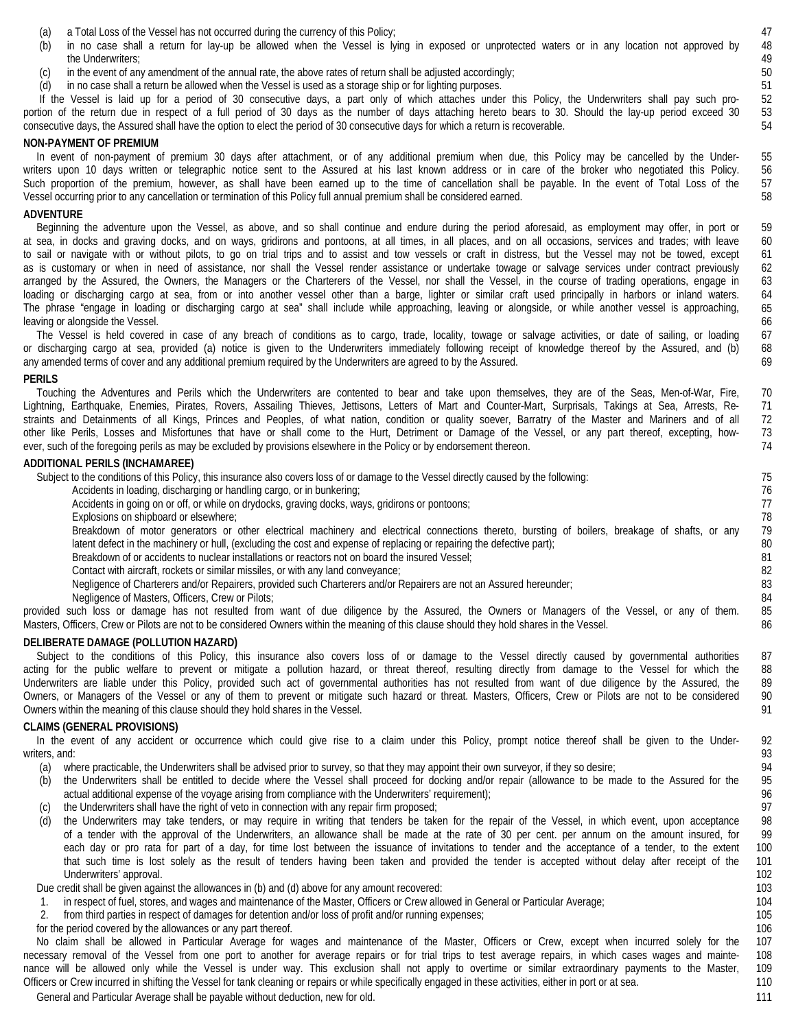(a) a Total Loss of the Vessel has not occurred during the currency of this Policy;

(b) in no case shall a return for lay-up be allowed when the Vessel is lying in exposed or unprotected waters or in any location not approved by the Underwriters;

(c) in the event of any amendment of the annual rate, the above rates of return shall be adjusted accordingly;

(d) in no case shall a return be allowed when the Vessel is used as a storage ship or for lighting purposes.

If the Vessel is laid up for a period of 30 consecutive days, a part only of which attaches under this Policy, the Underwriters shall pay such proportion of the return due in respect of a full period of 30 days as the number of days attaching hereto bears to 30. Should the lay-up period exceed 30 consecutive days, the Assured shall have the option to elect the period of 30 consecutive days for which a return is recoverable.

**NON-PAYMENT OF PREMIUM**

In event of non-payment of premium 30 days after attachment, or of any additional premium when due, this Policy may be cancelled by the Underwriters upon 10 days written or telegraphic notice sent to the Assured at his last known address or in care of the broker who negotiated this Policy. Such proportion of the premium, however, as shall have been earned up to the time of cancellation shall be payable. In the event of Total Loss of the Vessel occurring prior to any cancellation or termination of this Policy full annual premium shall be considered earned.

**ADVENTURE**

Beginning the adventure upon the Vessel, as above, and so shall continue and endure during the period aforesaid, as employment may offer, in port or at sea, in docks and graving docks, and on ways, gridirons and pontoons, at all times, in all places, and on all occasions, services and trades; with leave to sail or navigate with or without pilots, to go on trial trips and to assist and tow vessels or craft in distress, but the Vessel may not be towed, except as is customary or when in need of assistance, nor shall the Vessel render assistance or undertake towage or salvage services under contract previously arranged by the Assured, the Owners, the Managers or the Charterers of the Vessel, nor shall the Vessel, in the course of trading operations, engage in loading or discharging cargo at sea, from or into another vessel other than a barge, lighter or similar craft used principally in harbors or inland waters. The phrase "engage in loading or discharging cargo at sea" shall include while approaching, leaving or alongside, or while another vessel is approaching, leaving or alongside the Vessel.

The Vessel is held covered in case of any breach of conditions as to cargo, trade, locality, towage or salvage activities, or date of sailing, or loading or discharging cargo at sea, provided (a) notice is given to the Underwriters immediately following receipt of knowledge thereof by the Assured, and (b) any amended terms of cover and any additional premium required by the Underwriters are agreed to by the Assured.

**PERILS**

Touching the Adventures and Perils which the Underwriters are contented to bear and take upon themselves, they are of the Seas, Men-of-War, Fire, Lightning, Earthquake, Enemies, Pirates, Rovers, Assailing Thieves, Jettisons, Letters of Mart and Counter-Mart, Surprisals, Takings at Sea, Arrests, Restraints and Detainments of all Kings, Princes and Peoples, of what nation, condition or quality soever, Barratry of the Master and Mariners and of all other like Perils, Losses and Misfortunes that have or shall come to the Hurt, Detriment or Damage of the Vessel, or any part thereof, excepting, however, such of the foregoing perils as may be excluded by provisions elsewhere in the Policy or by endorsement thereon.

**ADDITIONAL PERILS (INCHAMAREE)**

Subject to the conditions of this Policy, this insurance also covers loss of or damage to the Vessel directly caused by the following:

Accidents in loading, discharging or handling cargo, or in bunkering;

Accidents in going on or off, or while on drydocks, graving docks, ways, gridirons or pontoons;

Explosions on shipboard or elsewhere;

Breakdown of motor generators or other electrical machinery and electrical connections thereto, bursting of boilers, breakage of shafts, or any latent defect in the machinery or hull, (excluding the cost and expense of replacing or repairing the defective part);

Breakdown of or accidents to nuclear installations or reactors not on board the insured Vessel;

Contact with aircraft, rockets or similar missiles, or with any land conveyance;

Negligence of Charterers and/or Repairers, provided such Charterers and/or Repairers are not an Assured hereunder;

Negligence of Masters, Officers, Crew or Pilots;

provided such loss or damage has not resulted from want of due diligence by the Assured, the Owners or Managers of the Vessel, or any of them. Masters, Officers, Crew or Pilots are not to be considered Owners within the meaning of this clause should they hold shares in the Vessel.

**DELIBERATE DAMAGE (POLLUTION HAZARD)**

Subject to the conditions of this Policy, this insurance also covers loss of or damage to the Vessel directly caused by governmental authorities acting for the public welfare to prevent or mitigate a pollution hazard, or threat thereof, resulting directly from damage to the Vessel for which the Underwriters are liable under this Policy, provided such act of governmental authorities has not resulted from want of due diligence by the Assured, the Owners, or Managers of the Vessel or any of them to prevent or mitigate such hazard or threat. Masters, Officers, Crew or Pilots are not to be considered Owners within the meaning of this clause should they hold shares in the Vessel.

**CLAIMS (GENERAL PROVISIONS)**

In the event of any accident or occurrence which could give rise to a claim under this Policy, prompt notice thereof shall be given to the Underwriters, and:

(a) where practicable, the Underwriters shall be advised prior to survey, so that they may appoint their own surveyor, if they so desire;

(b) the Underwriters shall be entitled to decide where the Vessel shall proceed for docking and/or repair (allowance to be made to the Assured for the actual additional expense of the voyage arising from compliance with the Underwriters' requirement);

(c) the Underwriters shall have the right of veto in connection with any repair firm proposed;

(d) the Underwriters may take tenders, or may require in writing that tenders be taken for the repair of the Vessel, in which event, upon acceptance of a tender with the approval of the Underwriters, an allowance shall be made at the rate of 30 per cent. per annum on the amount insured, for each day or pro rata for part of a day, for time lost between the issuance of invitations to tender and the acceptance of a tender, to the extent that such time is lost solely as the result of tenders having been taken and provided the tender is accepted without delay after receipt of the Underwriters' approval.

Due credit shall be given against the allowances in (b) and (d) above for any amount recovered:

1. in respect of fuel, stores, and wages and maintenance of the Master, Officers or Crew allowed in General or Particular Average;
2. from third parties in respect of damages for detention and/or loss of profit and/or running expenses;

for the period covered by the allowances or any part thereof.

No claim shall be allowed in Particular Average for wages and maintenance of the Master, Officers or Crew, except when incurred solely for the necessary removal of the Vessel from one port to another for average repairs or for trial trips to test average repairs, in which cases wages and maintenance will be allowed only while the Vessel is under way. This exclusion shall not apply to overtime or similar extraordinary payments to the Master, Officers or Crew incurred in shifting the Vessel for tank cleaning or repairs or while specifically engaged in these activities, either in port or at sea.

General and Particular Average shall be payable without deduction, new for old.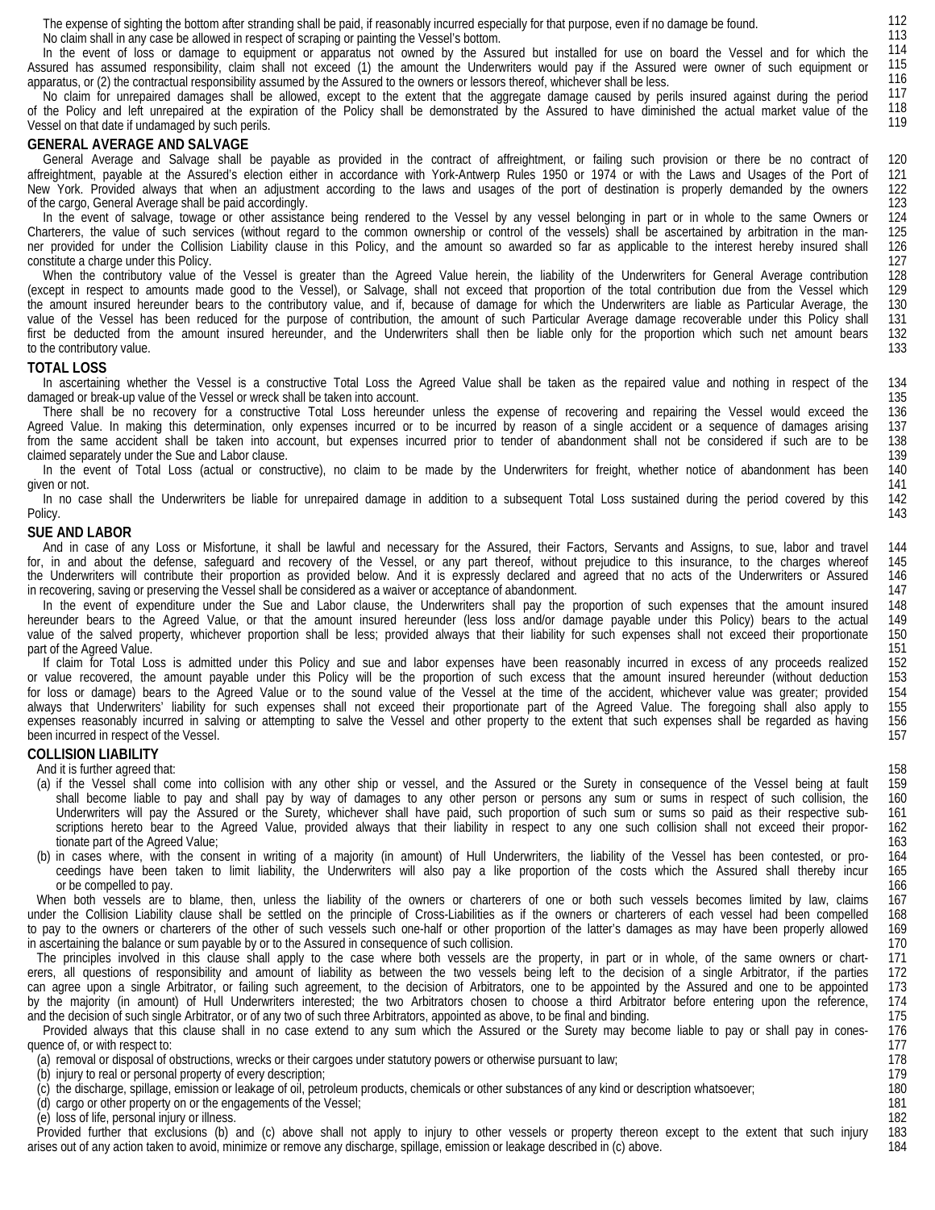The expense of sighting the bottom after stranding shall be paid, if reasonably incurred especially for that purpose, even if no damage be found.

No claim shall in any case be allowed in respect of scraping or painting the Vessel's bottom.

In the event of loss or damage to equipment or apparatus not owned by the Assured but installed for use on board the Vessel and for which the Assured has assumed responsibility, claim shall not exceed (1) the amount the Underwriters would pay if the Assured were owner of such equipment or apparatus, or (2) the contractual responsibility assumed by the Assured to the owners or lessors thereof, whichever shall be less.

No claim for unrepaired damages shall be allowed, except to the extent that the aggregate damage caused by perils insured against during the period of the Policy and left unrepaired at the expiration of the Policy shall be demonstrated by the Assured to have diminished the actual market value of the Vessel on that date if undamaged by such perils.

## GENERAL AVERAGE AND SALVAGE

General Average and Salvage shall be payable as provided in the contract of affreightment, or failing such provision or there be no contract of affreightment, payable at the Assured's election either in accordance with York-Antwerp Rules 1950 or 1974 or with the Laws and Usages of the Port of New York. Provided always that when an adjustment according to the laws and usages of the port of destination is properly demanded by the owners of the cargo, General Average shall be paid accordingly.

In the event of salvage, towage or other assistance being rendered to the Vessel by any vessel belonging in part or in whole to the same Owners or Charterers, the value of such services (without regard to the common ownership or control of the vessels) shall be ascertained by arbitration in the manner provided for under the Collision Liability clause in this Policy, and the amount so awarded so far as applicable to the interest hereby insured shall constitute a charge under this Policy.

When the contributory value of the Vessel is greater than the Agreed Value herein, the liability of the Underwriters for General Average contribution (except in respect to amounts made good to the Vessel), or Salvage, shall not exceed that proportion of the total contribution due from the Vessel which the amount insured hereunder bears to the contributory value, and if, because of damage for which the Underwriters are liable as Particular Average, the value of the Vessel has been reduced for the purpose of contribution, the amount of such Particular Average damage recoverable under this Policy shall first be deducted from the amount insured hereunder, and the Underwriters shall then be liable only for the proportion which such net amount bears to the contributory value.

## TOTAL LOSS

In ascertaining whether the Vessel is a constructive Total Loss the Agreed Value shall be taken as the repaired value and nothing in respect of the damaged or break-up value of the Vessel or wreck shall be taken into account.

There shall be no recovery for a constructive Total Loss hereunder unless the expense of recovering and repairing the Vessel would exceed the Agreed Value. In making this determination, only expenses incurred or to be incurred by reason of a single accident or a sequence of damages arising from the same accident shall be taken into account, but expenses incurred prior to tender of abandonment shall not be considered if such are to be claimed separately under the Sue and Labor clause.

In the event of Total Loss (actual or constructive), no claim to be made by the Underwriters for freight, whether notice of abandonment has been given or not.

In no case shall the Underwriters be liable for unrepaired damage in addition to a subsequent Total Loss sustained during the period covered by this Policy.

## SUE AND LABOR

And in case of any Loss or Misfortune, it shall be lawful and necessary for the Assured, their Factors, Servants and Assigns, to sue, labor and travel for, in and about the defense, safeguard and recovery of the Vessel, or any part thereof, without prejudice to this insurance, to the charges whereof the Underwriters will contribute their proportion as provided below. And it is expressly declared and agreed that no acts of the Underwriters or Assured in recovering, saving or preserving the Vessel shall be considered as a waiver or acceptance of abandonment.

In the event of expenditure under the Sue and Labor clause, the Underwriters shall pay the proportion of such expenses that the amount insured hereunder bears to the Agreed Value, or that the amount insured hereunder (less loss and/or damage payable under this Policy) bears to the actual value of the salved property, whichever proportion shall be less; provided always that their liability for such expenses shall not exceed their proportionate part of the Agreed Value.

If claim for Total Loss is admitted under this Policy and sue and labor expenses have been reasonably incurred in excess of any proceeds realized or value recovered, the amount payable under this Policy will be the proportion of such excess that the amount insured hereunder (without deduction for loss or damage) bears to the Agreed Value or to the sound value of the Vessel at the time of the accident, whichever value was greater; provided always that Underwriters' liability for such expenses shall not exceed their proportionate part of the Agreed Value. The foregoing shall also apply to expenses reasonably incurred in salving or attempting to salve the Vessel and other property to the extent that such expenses shall be regarded as having been incurred in respect of the Vessel.

## COLLISION LIABILITY

And it is further agreed that:

(a) if the Vessel shall come into collision with any other ship or vessel, and the Assured or the Surety in consequence of the Vessel being at fault shall become liable to pay and shall pay by way of damages to any other person or persons any sum or sums in respect of such collision, the Underwriters will pay the Assured or the Surety, whichever shall have paid, such proportion of such sum or sums so paid as their respective subscriptions hereto bear to the Agreed Value, provided always that their liability in respect to any one such collision shall not exceed their proportionate part of the Agreed Value;

(b) in cases where, with the consent in writing of a majority (in amount) of Hull Underwriters, the liability of the Vessel has been contested, or proceedings have been taken to limit liability, the Underwriters will also pay a like proportion of the costs which the Assured shall thereby incur or be compelled to pay.

When both vessels are to blame, then, unless the liability of the owners or charterers of one or both such vessels becomes limited by law, claims under the Collision Liability clause shall be settled on the principle of Cross-Liabilities as if the owners or charterers of each vessel had been compelled to pay to the owners or charterers of the other of such vessels such one-half or other proportion of the latter's damages as may have been properly allowed in ascertaining the balance or sum payable by or to the Assured in consequence of such collision.

The principles involved in this clause shall apply to the case where both vessels are the property, in part or in whole, of the same owners or charterers, all questions of responsibility and amount of liability as between the two vessels being left to the decision of a single Arbitrator, if the parties can agree upon a single Arbitrator, or failing such agreement, to the decision of Arbitrators, one to be appointed by the Assured and one to be appointed by the majority (in amount) of Hull Underwriters interested; the two Arbitrators chosen to choose a third Arbitrator before entering upon the reference, and the decision of such single Arbitrator, or of any two of such three Arbitrators, appointed as above, to be final and binding.

Provided always that this clause shall in no case extend to any sum which the Assured or the Surety may become liable to pay or shall pay in consequence of, or with respect to:

(a) removal or disposal of obstructions, wrecks or their cargoes under statutory powers or otherwise pursuant to law;
(b) injury to real or personal property of every description;
(c) the discharge, spillage, emission or leakage of oil, petroleum products, chemicals or other substances of any kind or description whatsoever;
(d) cargo or other property on or the engagements of the Vessel;
(e) loss of life, personal injury or illness.

Provided further that exclusions (b) and (c) above shall not apply to injury to other vessels or property thereon except to the extent that such injury arises out of any action taken to avoid, minimize or remove any discharge, spillage, emission or leakage described in (c) above.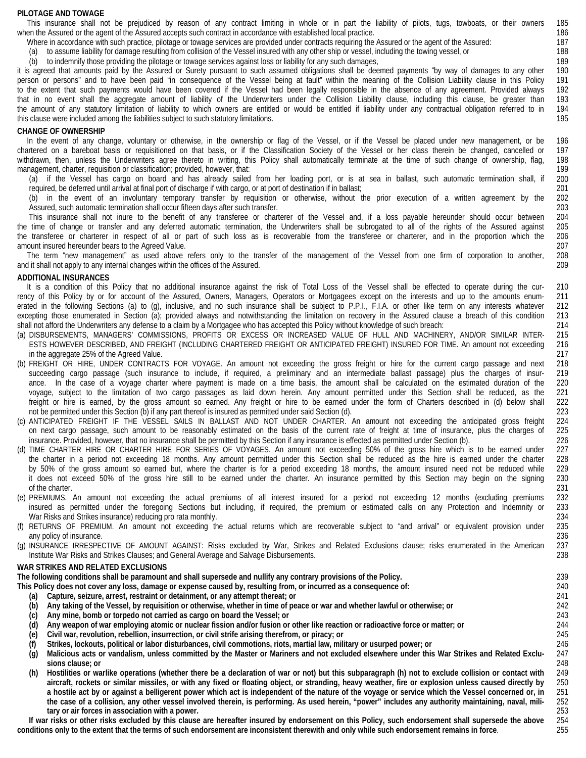**PILOTAGE AND TOWAGE**

This insurance shall not be prejudiced by reason of any contract limiting in whole or in part the liability of pilots, tugs, towboats, or their owners when the Assured or the agent of the Assured accepts such contract in accordance with established local practice.

Where in accordance with such practice, pilotage or towage services are provided under contracts requiring the Assured or the agent of the Assured:

(a) to assume liability for damage resulting from collision of the Vessel insured with any other ship or vessel, including the towing vessel, or

(b) to indemnify those providing the pilotage or towage services against loss or liability for any such damages,

it is agreed that amounts paid by the Assured or Surety pursuant to such assumed obligations shall be deemed payments "by way of damages to any other person or persons" and to have been paid "in consequence of the Vessel being at fault" within the meaning of the Collision Liability clause in this Policy to the extent that such payments would have been covered if the Vessel had been legally responsible in the absence of any agreement. Provided always that in no event shall the aggregate amount of liability of the Underwriters under the Collision Liability clause, including this clause, be greater than the amount of any statutory limitation of liability to which owners are entitled or would be entitled if liability under any contractual obligation referred to in this clause were included among the liabilities subject to such statutory limitations.

**CHANGE OF OWNERSHIP**

In the event of any change, voluntary or otherwise, in the ownership or flag of the Vessel, or if the Vessel be placed under new management, or be chartered on a bareboat basis or requisitioned on that basis, or if the Classification Society of the Vessel or her class therein be changed, cancelled or withdrawn, then, unless the Underwriters agree thereto in writing, this Policy shall automatically terminate at the time of such change of ownership, flag, management, charter, requisition or classification; provided, however, that:

(a) if the Vessel has cargo on board and has already sailed from her loading port, or is at sea in ballast, such automatic termination shall, if required, be deferred until arrival at final port of discharge if with cargo, or at port of destination if in ballast;

(b) in the event of an involuntary temporary transfer by requisition or otherwise, without the prior execution of a written agreement by the Assured, such automatic termination shall occur fifteen days after such transfer.

This insurance shall not inure to the benefit of any transferee or charterer of the Vessel and, if a loss payable hereunder should occur between the time of change or transfer and any deferred automatic termination, the Underwriters shall be subrogated to all of the rights of the Assured against the transferee or charterer in respect of all or part of such loss as is recoverable from the transferee or charterer, and in the proportion which the amount insured hereunder bears to the Agreed Value.

The term "new management" as used above refers only to the transfer of the management of the Vessel from one firm of corporation to another, and it shall not apply to any internal changes within the offices of the Assured.

**ADDITIONAL INSURANCES**

It is a condition of this Policy that no additional insurance against the risk of Total Loss of the Vessel shall be effected to operate during the currency of this Policy by or for account of the Assured, Owners, Managers, Operators or Mortgagees except on the interests and up to the amounts enumerated in the following Sections (a) to (g), inclusive, and no such insurance shall be subject to P.P.I., F.I.A. or other like term on any interests whatever excepting those enumerated in Section (a); provided always and notwithstanding the limitation on recovery in the Assured clause a breach of this condition shall not afford the Underwriters any defense to a claim by a Mortgagee who has accepted this Policy without knowledge of such breach:

(a) DISBURSEMENTS, MANAGERS' COMMISSIONS, PROFITS OR EXCESS OR INCREASED VALUE OF HULL AND MACHINERY, AND/OR SIMILAR INTERESTS HOWEVER DESCRIBED, AND FREIGHT (INCLUDING CHARTERED FREIGHT OR ANTICIPATED FREIGHT) INSURED FOR TIME. An amount not exceeding in the aggregate 25% of the Agreed Value.

(b) FREIGHT OR HIRE, UNDER CONTRACTS FOR VOYAGE. An amount not exceeding the gross freight or hire for the current cargo passage and next succeeding cargo passage (such insurance to include, if required, a preliminary and an intermediate ballast passage) plus the charges of insurance. In the case of a voyage charter where payment is made on a time basis, the amount shall be calculated on the estimated duration of the voyage, subject to the limitation of two cargo passages as laid down herein. Any amount permitted under this Section shall be reduced, as the freight or hire is earned, by the gross amount so earned. Any freight or hire to be earned under the form of Charters described in (d) below shall not be permitted under this Section (b) if any part thereof is insured as permitted under said Section (d).

(c) ANTICIPATED FREIGHT IF THE VESSEL SAILS IN BALLAST AND NOT UNDER CHARTER. An amount not exceeding the anticipated gross freight on next cargo passage, such amount to be reasonably estimated on the basis of the current rate of freight at time of insurance, plus the charges of insurance. Provided, however, that no insurance shall be permitted by this Section if any insurance is effected as permitted under Section (b).

(d) TIME CHARTER HIRE OR CHARTER HIRE FOR SERIES OF VOYAGES. An amount not exceeding 50% of the gross hire which is to be earned under the charter in a period not exceeding 18 months. Any amount permitted under this Section shall be reduced as the hire is earned under the charter by 50% of the gross amount so earned but, where the charter is for a period exceeding 18 months, the amount insured need not be reduced while it does not exceed 50% of the gross hire still to be earned under the charter. An insurance permitted by this Section may begin on the signing of the charter.

(e) PREMIUMS. An amount not exceeding the actual premiums of all interest insured for a period not exceeding 12 months (excluding premiums insured as permitted under the foregoing Sections but including, if required, the premium or estimated calls on any Protection and Indemnity or War Risks and Strikes insurance) reducing pro rata monthly.

(f) RETURNS OF PREMIUM. An amount not exceeding the actual returns which are recoverable subject to "and arrival" or equivalent provision under any policy of insurance.

(g) INSURANCE IRRESPECTIVE OF AMOUNT AGAINST: Risks excluded by War, Strikes and Related Exclusions clause; risks enumerated in the American Institute War Risks and Strikes Clauses; and General Average and Salvage Disbursements.

**WAR STRIKES AND RELATED EXCLUSIONS**

**The following conditions shall be paramount and shall supersede and nullify any contrary provisions of the Policy.**

**This Policy does not cover any loss, damage or expense caused by, resulting from, or incurred as a consequence of:**

**(a) Capture, seizure, arrest, restraint or detainment, or any attempt thereat; or**

**(b) Any taking of the Vessel, by requisition or otherwise, whether in time of peace or war and whether lawful or otherwise; or**

**(c) Any mine, bomb or torpedo not carried as cargo on board the Vessel; or**

**(d) Any weapon of war employing atomic or nuclear fission and/or fusion or other like reaction or radioactive force or matter; or**

**(e) Civil war, revolution, rebellion, insurrection, or civil strife arising therefrom, or piracy; or**

**(f) Strikes, lockouts, political or labor disturbances, civil commotions, riots, martial law, military or usurped power; or**

**(g) Malicious acts or vandalism, unless committed by the Master or Mariners and not excluded elsewhere under this War Strikes and Related Exclusions clause; or**

**(h) Hostilities or warlike operations (whether there be a declaration of war or not) but this subparagraph (h) not to exclude collision or contact with aircraft, rockets or similar missiles, or with any fixed or floating object, or stranding, heavy weather, fire or explosion unless caused directly by a hostile act by or against a belligerent power which act is independent of the nature of the voyage or service which the Vessel concerned or, in the case of a collision, any other vessel involved therein, is performing. As used herein, "power" includes any authority maintaining, naval, military or air forces in association with a power.**

**If war risks or other risks excluded by this clause are hereafter insured by endorsement on this Policy, such endorsement shall supersede the above conditions only to the extent that the terms of such endorsement are inconsistent therewith and only while such endorsement remains in force**.